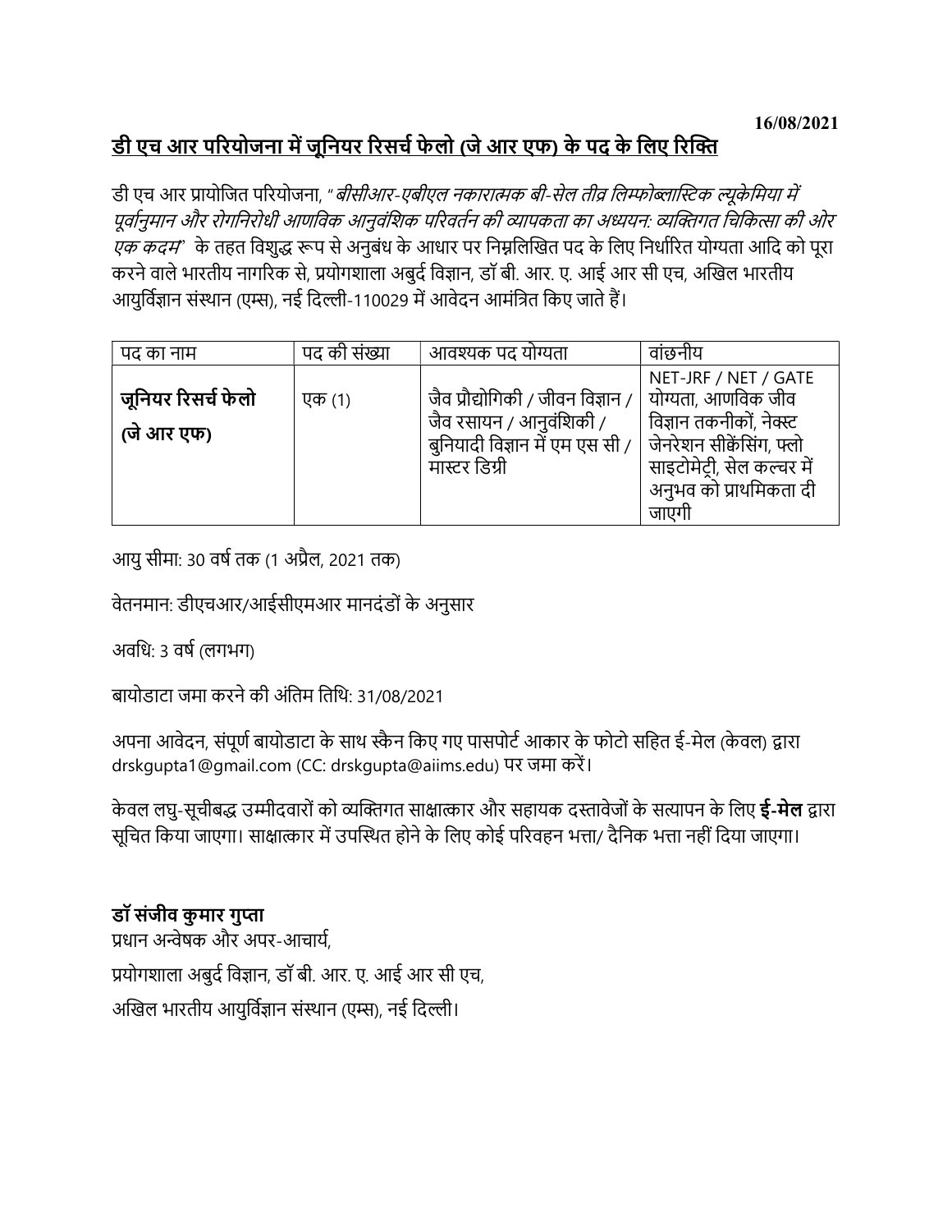16/08/2021

## <u>डी एच आर परियोजना में जूनियर रिसर्च फेलो (जे आर एफ) के पद के लिए रिक्ति</u>

डी एच आर प्रायोजित परियोजना, "*बीसीआर-एबीएल नकारात्मक बी-सेल तीव्र लिम्फोब्लास्टिक ल्यूकेमिया में पूर्वानुमान और रोगनिरोधी आणविक आनुवंशिक परिवर्तन की व्यापकता का अध्ययन: व्यक्तिगत चिकित्सा की ओर एक कदम*" के तहत विशुद्ध रूप से अनुबंध के आधार पर निम्नलिखित पद के लिए निर्धारित योग्यता आदि को पूरा करने वाले भारतीय नागरिक से, प्रयोगशाला अबुर्द विज्ञान, डॉ बी. आर. ए. आई आर सी एच, अखिल भारतीय आयुर्विज्ञान संस्थान (एम्स), नई दिल्ली-110029 में आवेदन आमंत्रित किए जाते हैं।

| पद का नाम | पद की संख्या | आवश्यक पद योग्यता | वांछनीय |
|---|---|---|---|
| **जूनियर रिसर्च फेलो (जे आर एफ)** | एक (1) | जैव प्रौद्योगिकी / जीवन विज्ञान / जैव रसायन / आनुवंशिकी / बुनियादी विज्ञान में एम एस सी / मास्टर डिग्री | NET-JRF / NET / GATE योग्यता, आणविक जीव विज्ञान तकनीकों, नेक्स्ट जेनरेशन सीक्वेंसिंग, फ्लो साइटोमेट्री, सेल कल्चर में अनुभव को प्राथमिकता दी जाएगी |

आयु सीमा: 30 वर्ष तक (1 अप्रैल, 2021 तक)

वेतनमान: डीएचआर/आईसीएमआर मानदंडों के अनुसार

अवधि: 3 वर्ष (लगभग)

बायोडाटा जमा करने की अंतिम तिथि: 31/08/2021

अपना आवेदन, संपूर्ण बायोडाटा के साथ स्कैन किए गए पासपोर्ट आकार के फोटो सहित ई-मेल (केवल) द्वारा drskgupta1@gmail.com (CC: drskgupta@aiims.edu) पर जमा करें।

केवल लघु-सूचीबद्ध उम्मीदवारों को व्यक्तिगत साक्षात्कार और सहायक दस्तावेजों के सत्यापन के लिए **ई-मेल** द्वारा सूचित किया जाएगा। साक्षात्कार में उपस्थित होने के लिए कोई परिवहन भत्ता/ दैनिक भत्ता नहीं दिया जाएगा।

**डॉ संजीव कुमार गुप्ता**

प्रधान अन्वेषक और अपर-आचार्य,

प्रयोगशाला अबुर्द विज्ञान, डॉ बी. आर. ए. आई आर सी एच,

अखिल भारतीय आयुर्विज्ञान संस्थान (एम्स), नई दिल्ली।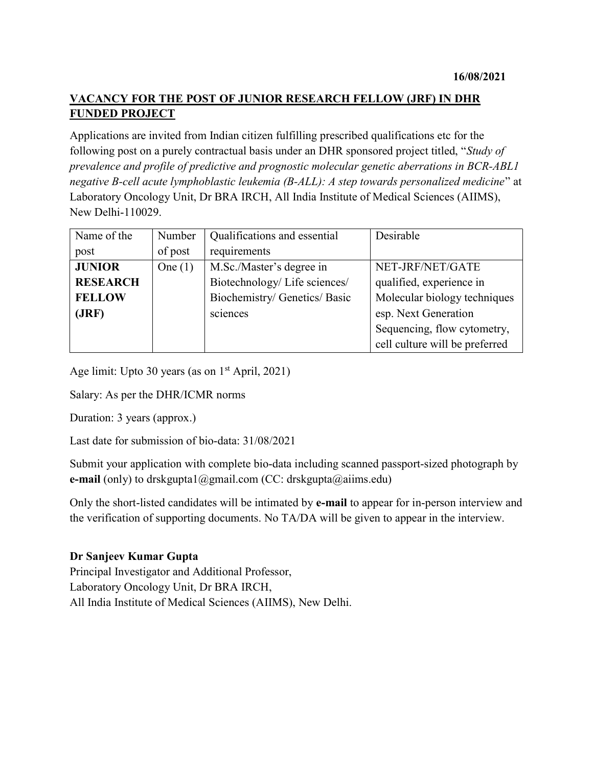**16/08/2021**

## VACANCY FOR THE POST OF JUNIOR RESEARCH FELLOW (JRF) IN DHR FUNDED PROJECT

Applications are invited from Indian citizen fulfilling prescribed qualifications etc for the following post on a purely contractual basis under an DHR sponsored project titled, "*Study of prevalence and profile of predictive and prognostic molecular genetic aberrations in BCR-ABL1 negative B-cell acute lymphoblastic leukemia (B-ALL): A step towards personalized medicine*" at Laboratory Oncology Unit, Dr BRA IRCH, All India Institute of Medical Sciences (AIIMS), New Delhi-110029.

| Name of the post | Number of post | Qualifications and essential requirements | Desirable |
|---|---|---|---|
| **JUNIOR RESEARCH FELLOW (JRF)** | One (1) | M.Sc./Master's degree in Biotechnology/ Life sciences/ Biochemistry/ Genetics/ Basic sciences | NET-JRF/NET/GATE qualified, experience in Molecular biology techniques esp. Next Generation Sequencing, flow cytometry, cell culture will be preferred |

Age limit: Upto 30 years (as on 1st April, 2021)

Salary: As per the DHR/ICMR norms

Duration: 3 years (approx.)

Last date for submission of bio-data: 31/08/2021

Submit your application with complete bio-data including scanned passport-sized photograph by **e-mail** (only) to drskgupta1@gmail.com (CC: drskgupta@aiims.edu)

Only the short-listed candidates will be intimated by **e-mail** to appear for in-person interview and the verification of supporting documents. No TA/DA will be given to appear in the interview.

**Dr Sanjeev Kumar Gupta**
Principal Investigator and Additional Professor,
Laboratory Oncology Unit, Dr BRA IRCH,
All India Institute of Medical Sciences (AIIMS), New Delhi.